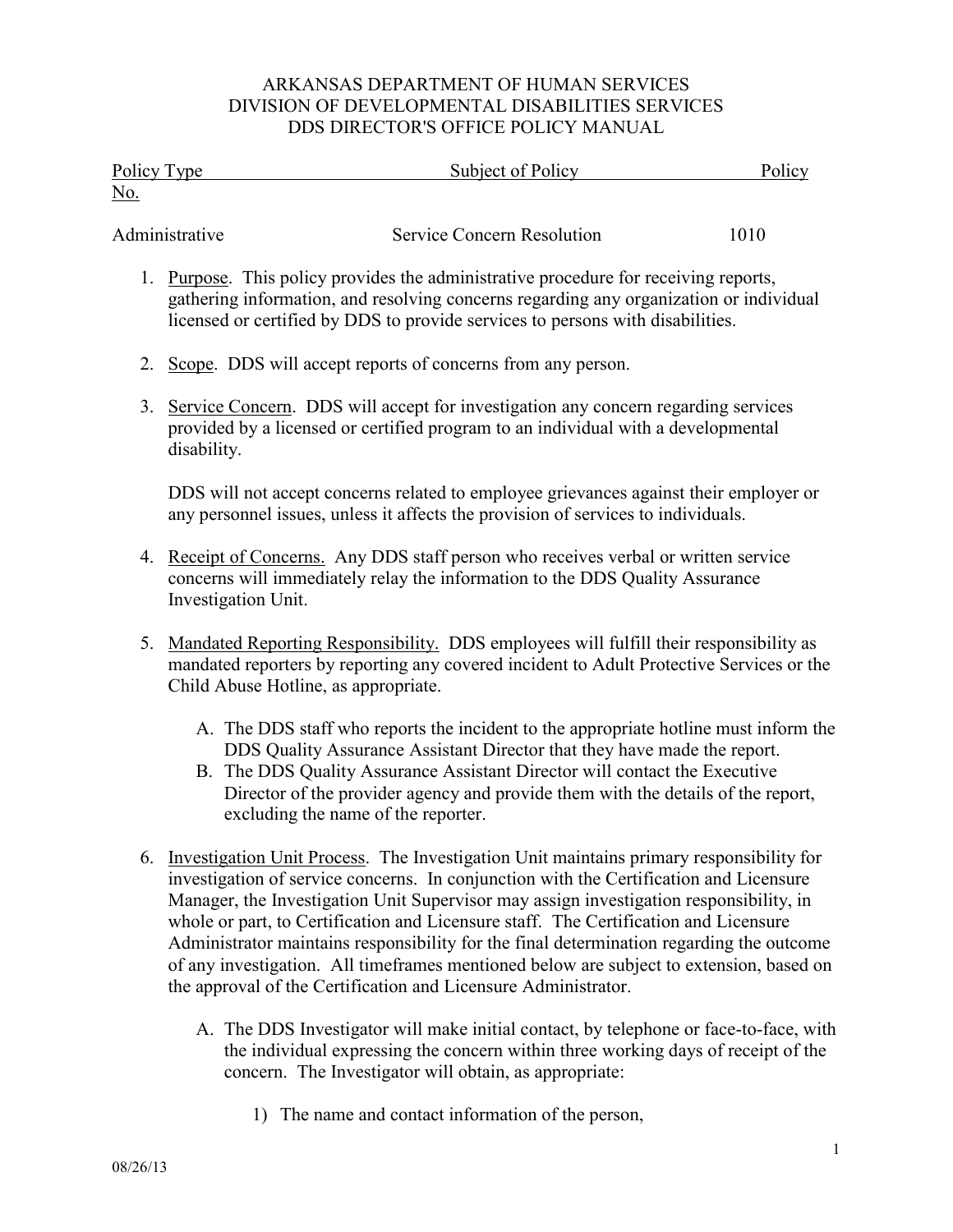ARKANSAS DEPARTMENT OF HUMAN SERVICES
DIVISION OF DEVELOPMENTAL DISABILITIES SERVICES
DDS DIRECTOR'S OFFICE POLICY MANUAL

| Policy Type | Subject of Policy | Policy No. |
| --- | --- | --- |
| Administrative | Service Concern Resolution | 1010 |

1. Purpose. This policy provides the administrative procedure for receiving reports, gathering information, and resolving concerns regarding any organization or individual licensed or certified by DDS to provide services to persons with disabilities.

2. Scope. DDS will accept reports of concerns from any person.

3. Service Concern. DDS will accept for investigation any concern regarding services provided by a licensed or certified program to an individual with a developmental disability.

   DDS will not accept concerns related to employee grievances against their employer or any personnel issues, unless it affects the provision of services to individuals.

4. Receipt of Concerns. Any DDS staff person who receives verbal or written service concerns will immediately relay the information to the DDS Quality Assurance Investigation Unit.

5. Mandated Reporting Responsibility. DDS employees will fulfill their responsibility as mandated reporters by reporting any covered incident to Adult Protective Services or the Child Abuse Hotline, as appropriate.

   A. The DDS staff who reports the incident to the appropriate hotline must inform the DDS Quality Assurance Assistant Director that they have made the report.
   B. The DDS Quality Assurance Assistant Director will contact the Executive Director of the provider agency and provide them with the details of the report, excluding the name of the reporter.

6. Investigation Unit Process. The Investigation Unit maintains primary responsibility for investigation of service concerns. In conjunction with the Certification and Licensure Manager, the Investigation Unit Supervisor may assign investigation responsibility, in whole or part, to Certification and Licensure staff. The Certification and Licensure Administrator maintains responsibility for the final determination regarding the outcome of any investigation. All timeframes mentioned below are subject to extension, based on the approval of the Certification and Licensure Administrator.

   A. The DDS Investigator will make initial contact, by telephone or face-to-face, with the individual expressing the concern within three working days of receipt of the concern. The Investigator will obtain, as appropriate:

      1) The name and contact information of the person,

08/26/13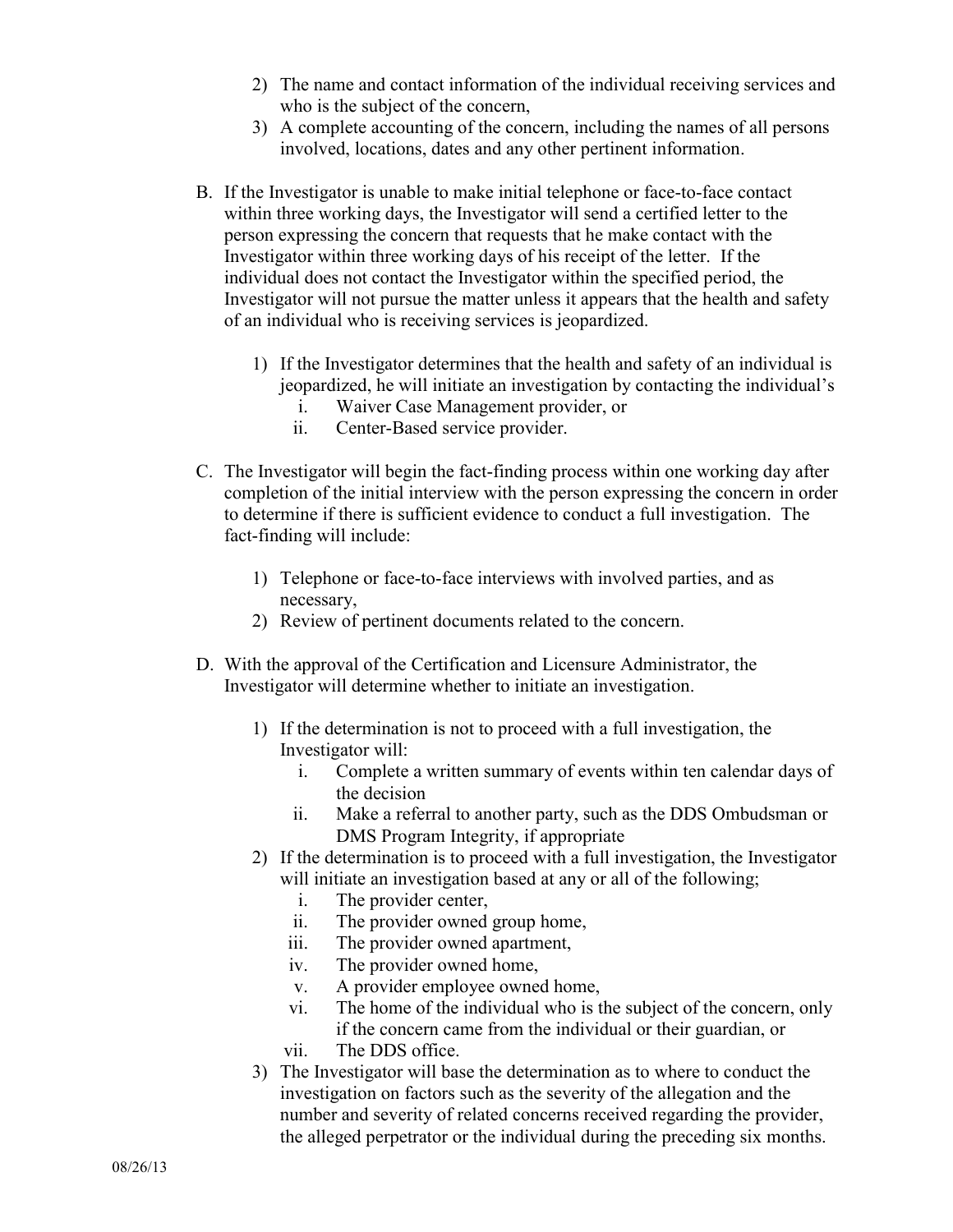2) The name and contact information of the individual receiving services and who is the subject of the concern,
3) A complete accounting of the concern, including the names of all persons involved, locations, dates and any other pertinent information.

B. If the Investigator is unable to make initial telephone or face-to-face contact within three working days, the Investigator will send a certified letter to the person expressing the concern that requests that he make contact with the Investigator within three working days of his receipt of the letter. If the individual does not contact the Investigator within the specified period, the Investigator will not pursue the matter unless it appears that the health and safety of an individual who is receiving services is jeopardized.

   1) If the Investigator determines that the health and safety of an individual is jeopardized, he will initiate an investigation by contacting the individual's
      i. Waiver Case Management provider, or
      ii. Center-Based service provider.

C. The Investigator will begin the fact-finding process within one working day after completion of the initial interview with the person expressing the concern in order to determine if there is sufficient evidence to conduct a full investigation. The fact-finding will include:

   1) Telephone or face-to-face interviews with involved parties, and as necessary,
   2) Review of pertinent documents related to the concern.

D. With the approval of the Certification and Licensure Administrator, the Investigator will determine whether to initiate an investigation.

   1) If the determination is not to proceed with a full investigation, the Investigator will:
      i. Complete a written summary of events within ten calendar days of the decision
      ii. Make a referral to another party, such as the DDS Ombudsman or DMS Program Integrity, if appropriate
   2) If the determination is to proceed with a full investigation, the Investigator will initiate an investigation based at any or all of the following;
      i. The provider center,
      ii. The provider owned group home,
      iii. The provider owned apartment,
      iv. The provider owned home,
      v. A provider employee owned home,
      vi. The home of the individual who is the subject of the concern, only if the concern came from the individual or their guardian, or
      vii. The DDS office.
   3) The Investigator will base the determination as to where to conduct the investigation on factors such as the severity of the allegation and the number and severity of related concerns received regarding the provider, the alleged perpetrator or the individual during the preceding six months.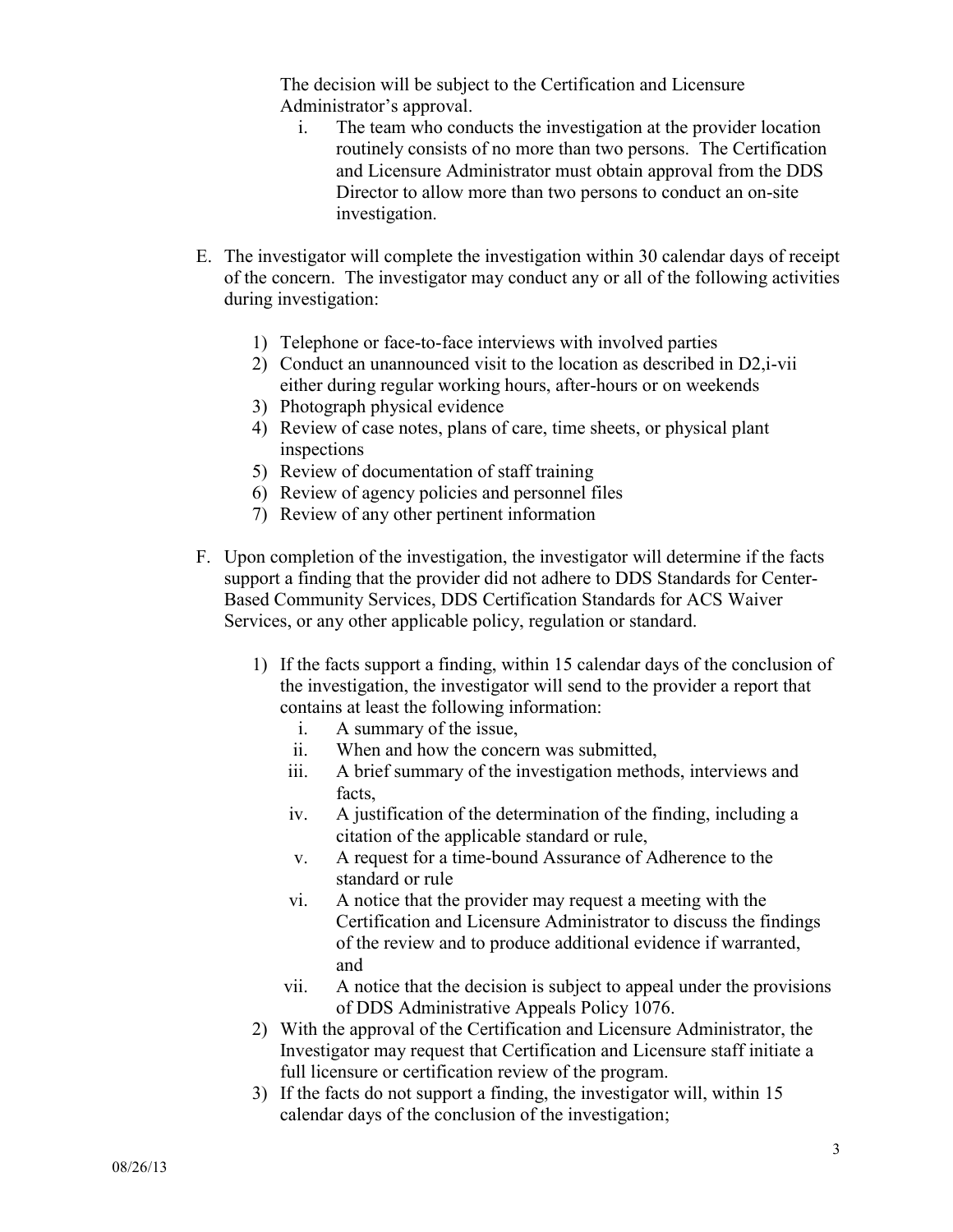The decision will be subject to the Certification and Licensure Administrator's approval.

i. The team who conducts the investigation at the provider location routinely consists of no more than two persons. The Certification and Licensure Administrator must obtain approval from the DDS Director to allow more than two persons to conduct an on-site investigation.

E. The investigator will complete the investigation within 30 calendar days of receipt of the concern. The investigator may conduct any or all of the following activities during investigation:

1) Telephone or face-to-face interviews with involved parties
2) Conduct an unannounced visit to the location as described in D2,i-vii either during regular working hours, after-hours or on weekends
3) Photograph physical evidence
4) Review of case notes, plans of care, time sheets, or physical plant inspections
5) Review of documentation of staff training
6) Review of agency policies and personnel files
7) Review of any other pertinent information

F. Upon completion of the investigation, the investigator will determine if the facts support a finding that the provider did not adhere to DDS Standards for Center-Based Community Services, DDS Certification Standards for ACS Waiver Services, or any other applicable policy, regulation or standard.

1) If the facts support a finding, within 15 calendar days of the conclusion of the investigation, the investigator will send to the provider a report that contains at least the following information:
   i. A summary of the issue,
   ii. When and how the concern was submitted,
   iii. A brief summary of the investigation methods, interviews and facts,
   iv. A justification of the determination of the finding, including a citation of the applicable standard or rule,
   v. A request for a time-bound Assurance of Adherence to the standard or rule
   vi. A notice that the provider may request a meeting with the Certification and Licensure Administrator to discuss the findings of the review and to produce additional evidence if warranted, and
   vii. A notice that the decision is subject to appeal under the provisions of DDS Administrative Appeals Policy 1076.
2) With the approval of the Certification and Licensure Administrator, the Investigator may request that Certification and Licensure staff initiate a full licensure or certification review of the program.
3) If the facts do not support a finding, the investigator will, within 15 calendar days of the conclusion of the investigation;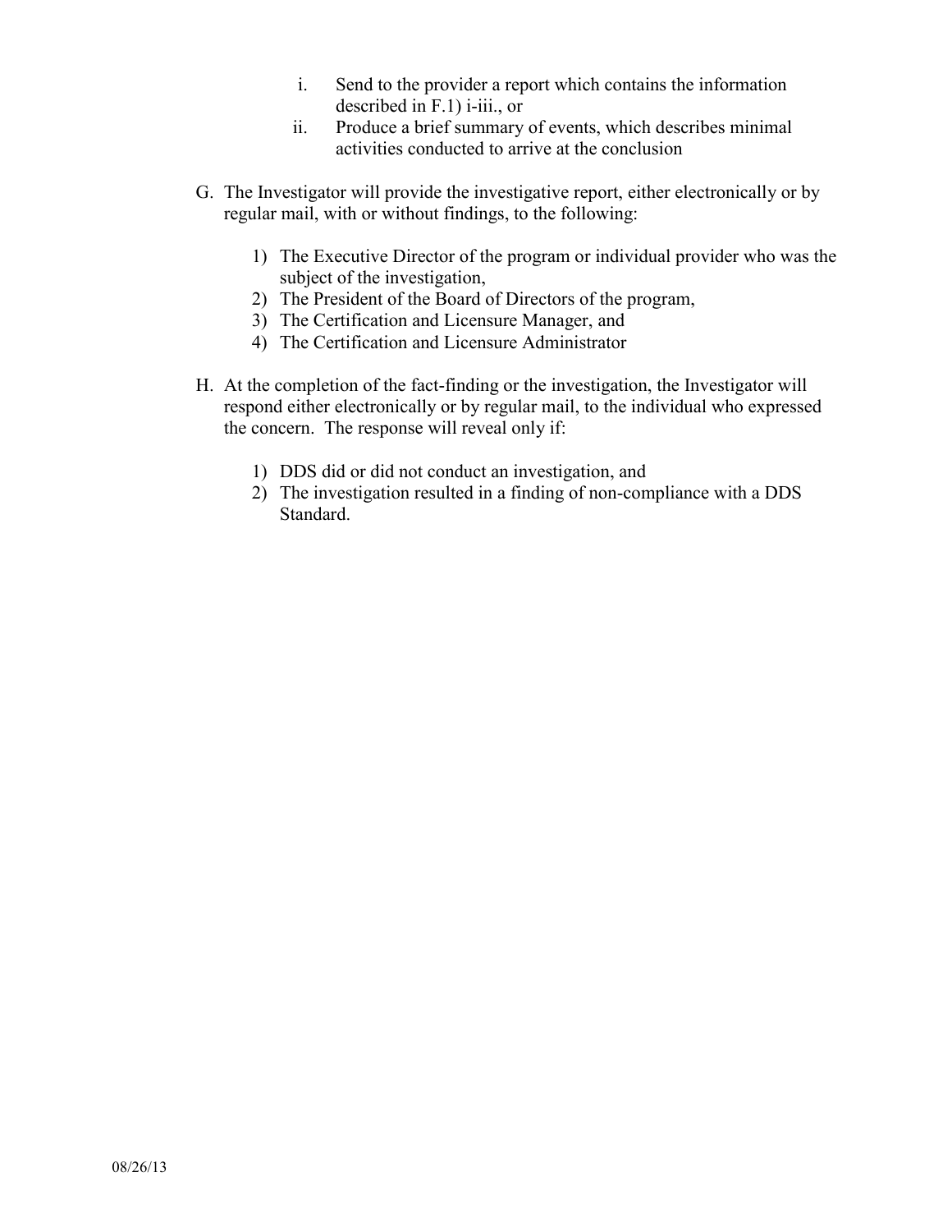i. Send to the provider a report which contains the information described in F.1) i-iii., or
   ii. Produce a brief summary of events, which describes minimal activities conducted to arrive at the conclusion

G. The Investigator will provide the investigative report, either electronically or by regular mail, with or without findings, to the following:

   1) The Executive Director of the program or individual provider who was the subject of the investigation,
   2) The President of the Board of Directors of the program,
   3) The Certification and Licensure Manager, and
   4) The Certification and Licensure Administrator

H. At the completion of the fact-finding or the investigation, the Investigator will respond either electronically or by regular mail, to the individual who expressed the concern. The response will reveal only if:

   1) DDS did or did not conduct an investigation, and
   2) The investigation resulted in a finding of non-compliance with a DDS Standard.

08/26/13